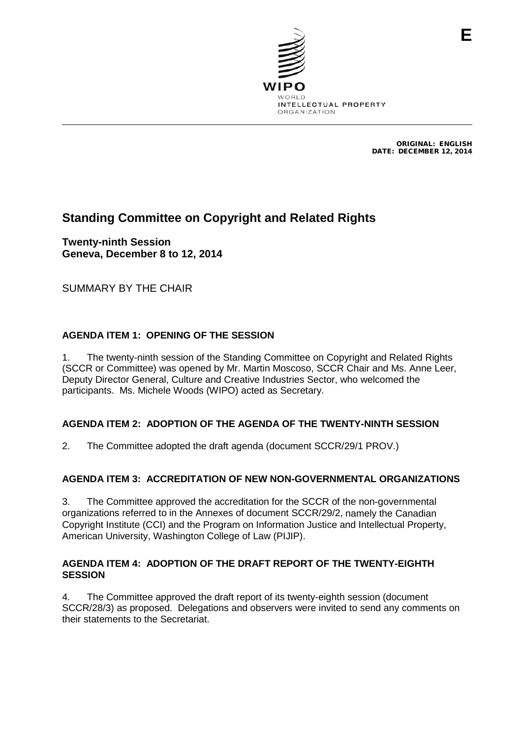E

WIPO
WORLD
INTELLECTUAL PROPERTY
ORGANIZATION

ORIGINAL: ENGLISH
DATE: DECEMBER 12, 2014

# Standing Committee on Copyright and Related Rights

**Twenty-ninth Session**
**Geneva, December 8 to 12, 2014**

SUMMARY BY THE CHAIR

## AGENDA ITEM 1: OPENING OF THE SESSION

1. The twenty-ninth session of the Standing Committee on Copyright and Related Rights (SCCR or Committee) was opened by Mr. Martin Moscoso, SCCR Chair and Ms. Anne Leer, Deputy Director General, Culture and Creative Industries Sector, who welcomed the participants. Ms. Michele Woods (WIPO) acted as Secretary.

## AGENDA ITEM 2: ADOPTION OF THE AGENDA OF THE TWENTY-NINTH SESSION

2. The Committee adopted the draft agenda (document SCCR/29/1 PROV.)

## AGENDA ITEM 3: ACCREDITATION OF NEW NON-GOVERNMENTAL ORGANIZATIONS

3. The Committee approved the accreditation for the SCCR of the non-governmental organizations referred to in the Annexes of document SCCR/29/2, namely the Canadian Copyright Institute (CCI) and the Program on Information Justice and Intellectual Property, American University, Washington College of Law (PIJIP).

## AGENDA ITEM 4: ADOPTION OF THE DRAFT REPORT OF THE TWENTY-EIGHTH SESSION

4. The Committee approved the draft report of its twenty-eighth session (document SCCR/28/3) as proposed. Delegations and observers were invited to send any comments on their statements to the Secretariat.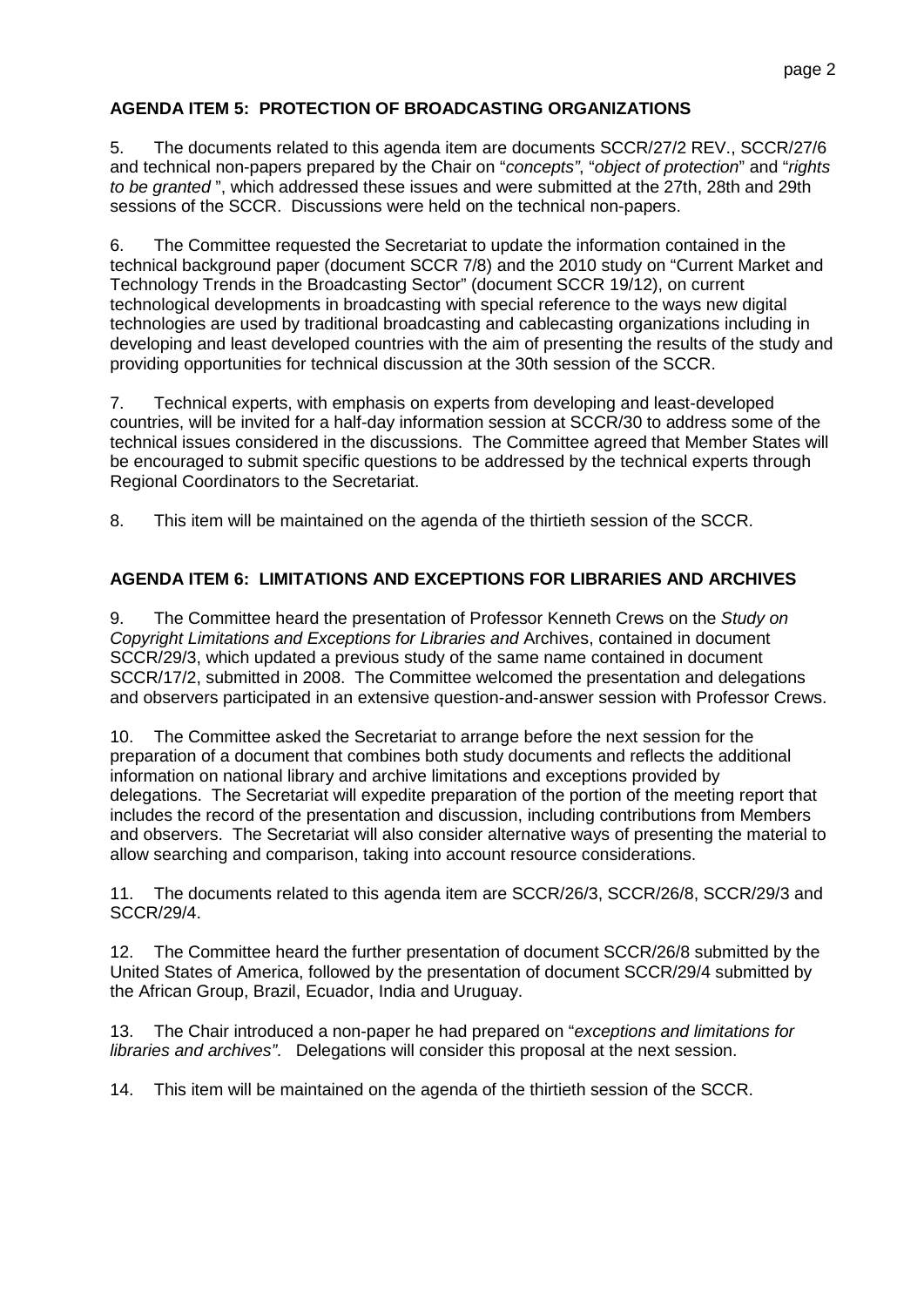**AGENDA ITEM 5: PROTECTION OF BROADCASTING ORGANIZATIONS**

5. The documents related to this agenda item are documents SCCR/27/2 REV., SCCR/27/6 and technical non-papers prepared by the Chair on "*concepts*", "*object of protection*" and "*rights to be granted* ", which addressed these issues and were submitted at the 27th, 28th and 29th sessions of the SCCR. Discussions were held on the technical non-papers.

6. The Committee requested the Secretariat to update the information contained in the technical background paper (document SCCR 7/8) and the 2010 study on "Current Market and Technology Trends in the Broadcasting Sector" (document SCCR 19/12), on current technological developments in broadcasting with special reference to the ways new digital technologies are used by traditional broadcasting and cablecasting organizations including in developing and least developed countries with the aim of presenting the results of the study and providing opportunities for technical discussion at the 30th session of the SCCR.

7. Technical experts, with emphasis on experts from developing and least-developed countries, will be invited for a half-day information session at SCCR/30 to address some of the technical issues considered in the discussions. The Committee agreed that Member States will be encouraged to submit specific questions to be addressed by the technical experts through Regional Coordinators to the Secretariat.

8. This item will be maintained on the agenda of the thirtieth session of the SCCR.

**AGENDA ITEM 6: LIMITATIONS AND EXCEPTIONS FOR LIBRARIES AND ARCHIVES**

9. The Committee heard the presentation of Professor Kenneth Crews on the *Study on Copyright Limitations and Exceptions for Libraries and* Archives, contained in document SCCR/29/3, which updated a previous study of the same name contained in document SCCR/17/2, submitted in 2008. The Committee welcomed the presentation and delegations and observers participated in an extensive question-and-answer session with Professor Crews.

10. The Committee asked the Secretariat to arrange before the next session for the preparation of a document that combines both study documents and reflects the additional information on national library and archive limitations and exceptions provided by delegations. The Secretariat will expedite preparation of the portion of the meeting report that includes the record of the presentation and discussion, including contributions from Members and observers. The Secretariat will also consider alternative ways of presenting the material to allow searching and comparison, taking into account resource considerations.

11. The documents related to this agenda item are SCCR/26/3, SCCR/26/8, SCCR/29/3 and SCCR/29/4.

12. The Committee heard the further presentation of document SCCR/26/8 submitted by the United States of America, followed by the presentation of document SCCR/29/4 submitted by the African Group, Brazil, Ecuador, India and Uruguay.

13. The Chair introduced a non-paper he had prepared on "*exceptions and limitations for libraries and archives"*. Delegations will consider this proposal at the next session.

14. This item will be maintained on the agenda of the thirtieth session of the SCCR.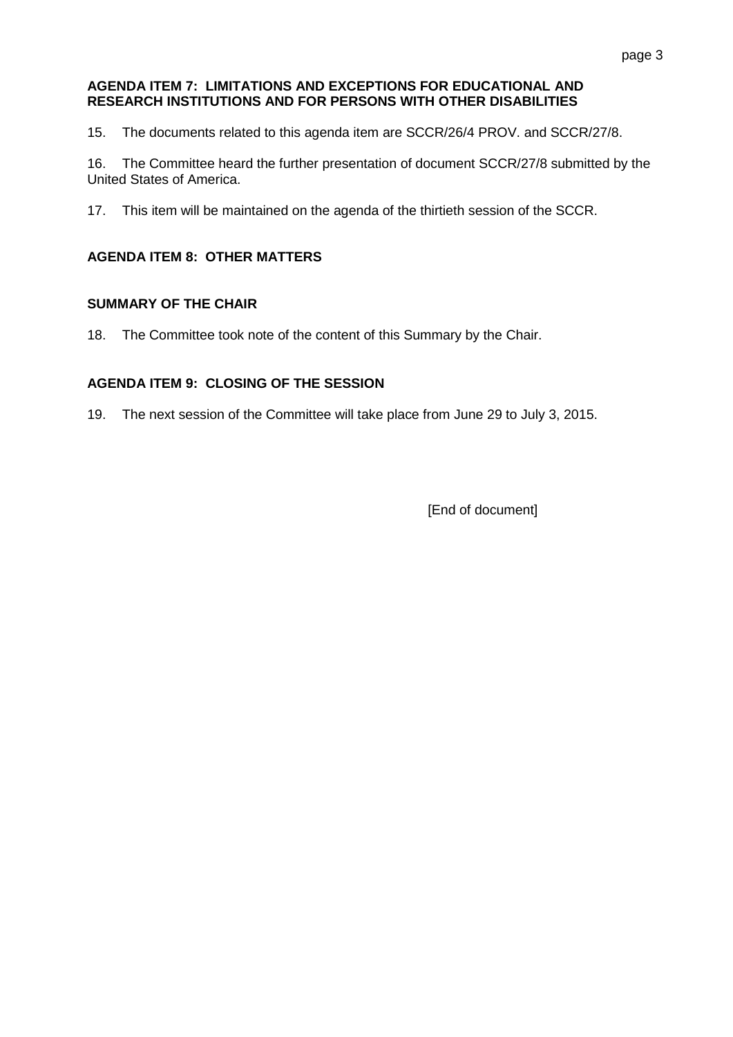**AGENDA ITEM 7: LIMITATIONS AND EXCEPTIONS FOR EDUCATIONAL AND RESEARCH INSTITUTIONS AND FOR PERSONS WITH OTHER DISABILITIES**

15. The documents related to this agenda item are SCCR/26/4 PROV. and SCCR/27/8.

16. The Committee heard the further presentation of document SCCR/27/8 submitted by the United States of America.

17. This item will be maintained on the agenda of the thirtieth session of the SCCR.

**AGENDA ITEM 8: OTHER MATTERS**

**SUMMARY OF THE CHAIR**

18. The Committee took note of the content of this Summary by the Chair.

**AGENDA ITEM 9: CLOSING OF THE SESSION**

19. The next session of the Committee will take place from June 29 to July 3, 2015.

[End of document]